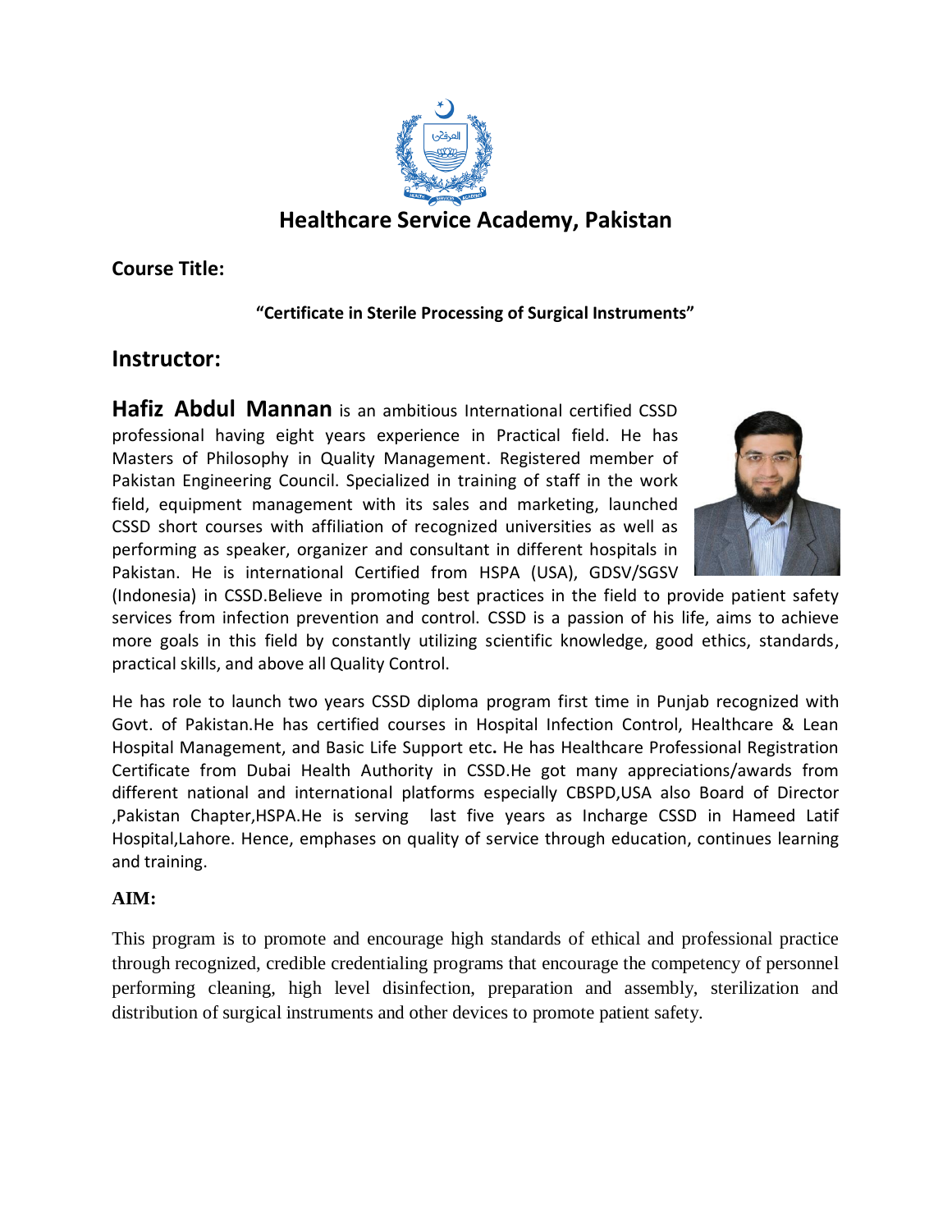# Healthcare Service Academy, Pakistan

**Course Title:**

**"Certificate in Sterile Processing of Surgical Instruments"**

## Instructor:

**Hafiz Abdul Mannan** is an ambitious International certified CSSD professional having eight years experience in Practical field. He has Masters of Philosophy in Quality Management. Registered member of Pakistan Engineering Council. Specialized in training of staff in the work field, equipment management with its sales and marketing, launched CSSD short courses with affiliation of recognized universities as well as performing as speaker, organizer and consultant in different hospitals in Pakistan. He is international Certified from HSPA (USA), GDSV/SGSV (Indonesia) in CSSD.Believe in promoting best practices in the field to provide patient safety services from infection prevention and control. CSSD is a passion of his life, aims to achieve more goals in this field by constantly utilizing scientific knowledge, good ethics, standards, practical skills, and above all Quality Control.

He has role to launch two years CSSD diploma program first time in Punjab recognized with Govt. of Pakistan.He has certified courses in Hospital Infection Control, Healthcare & Lean Hospital Management, and Basic Life Support etc**.** He has Healthcare Professional Registration Certificate from Dubai Health Authority in CSSD.He got many appreciations/awards from different national and international platforms especially CBSPD,USA also Board of Director ,Pakistan Chapter,HSPA.He is serving last five years as Incharge CSSD in Hameed Latif Hospital,Lahore. Hence, emphases on quality of service through education, continues learning and training.

**AIM:**

This program is to promote and encourage high standards of ethical and professional practice through recognized, credible credentialing programs that encourage the competency of personnel performing cleaning, high level disinfection, preparation and assembly, sterilization and distribution of surgical instruments and other devices to promote patient safety.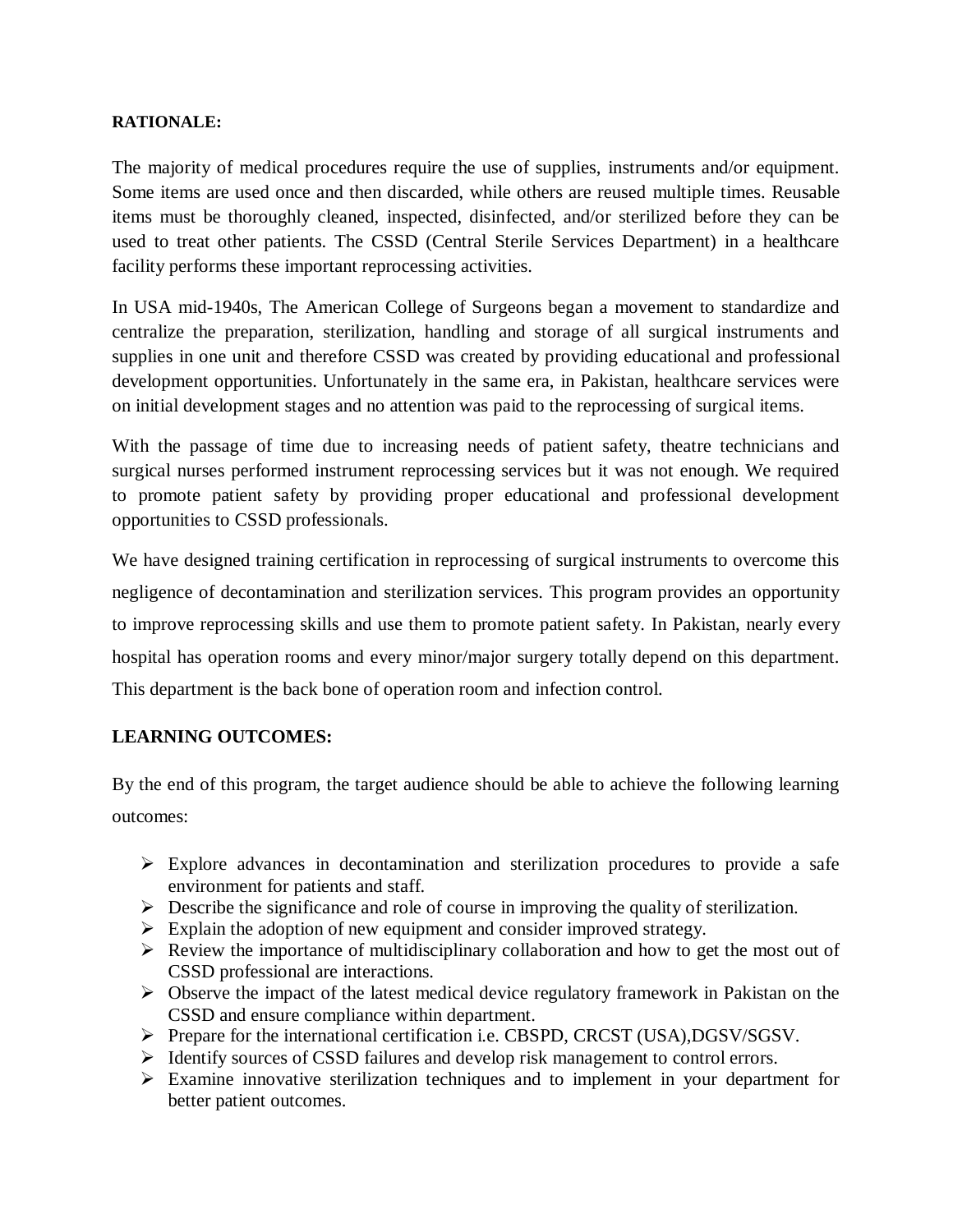**RATIONALE:**

The majority of medical procedures require the use of supplies, instruments and/or equipment. Some items are used once and then discarded, while others are reused multiple times. Reusable items must be thoroughly cleaned, inspected, disinfected, and/or sterilized before they can be used to treat other patients. The CSSD (Central Sterile Services Department) in a healthcare facility performs these important reprocessing activities.

In USA mid-1940s, The American College of Surgeons began a movement to standardize and centralize the preparation, sterilization, handling and storage of all surgical instruments and supplies in one unit and therefore CSSD was created by providing educational and professional development opportunities. Unfortunately in the same era, in Pakistan, healthcare services were on initial development stages and no attention was paid to the reprocessing of surgical items.

With the passage of time due to increasing needs of patient safety, theatre technicians and surgical nurses performed instrument reprocessing services but it was not enough. We required to promote patient safety by providing proper educational and professional development opportunities to CSSD professionals.

We have designed training certification in reprocessing of surgical instruments to overcome this negligence of decontamination and sterilization services. This program provides an opportunity to improve reprocessing skills and use them to promote patient safety. In Pakistan, nearly every hospital has operation rooms and every minor/major surgery totally depend on this department. This department is the back bone of operation room and infection control.

**LEARNING OUTCOMES:**

By the end of this program, the target audience should be able to achieve the following learning outcomes:

- Explore advances in decontamination and sterilization procedures to provide a safe environment for patients and staff.
- Describe the significance and role of course in improving the quality of sterilization.
- Explain the adoption of new equipment and consider improved strategy.
- Review the importance of multidisciplinary collaboration and how to get the most out of CSSD professional are interactions.
- Observe the impact of the latest medical device regulatory framework in Pakistan on the CSSD and ensure compliance within department.
- Prepare for the international certification i.e. CBSPD, CRCST (USA),DGSV/SGSV.
- Identify sources of CSSD failures and develop risk management to control errors.
- Examine innovative sterilization techniques and to implement in your department for better patient outcomes.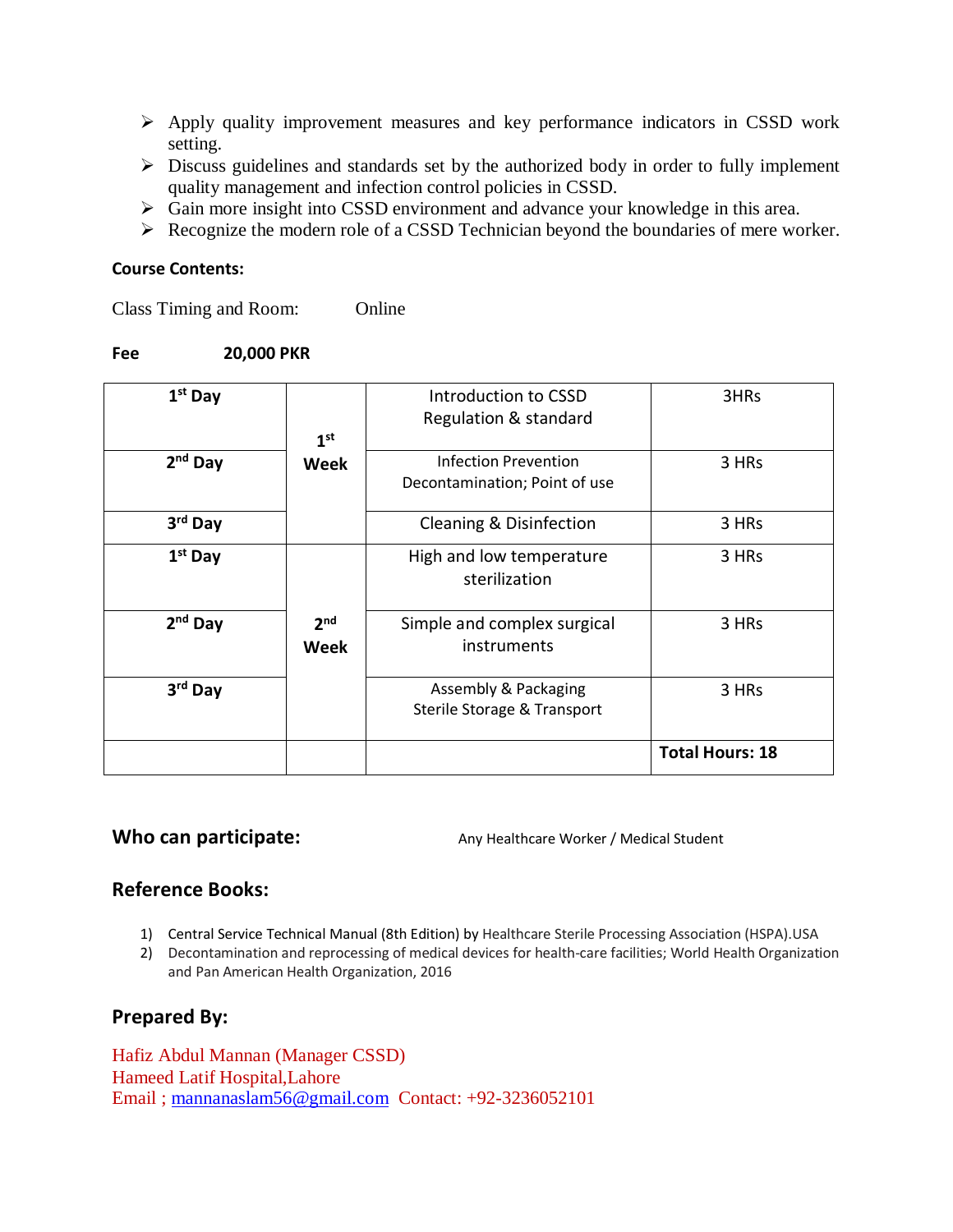- Apply quality improvement measures and key performance indicators in CSSD work setting.
- Discuss guidelines and standards set by the authorized body in order to fully implement quality management and infection control policies in CSSD.
- Gain more insight into CSSD environment and advance your knowledge in this area.
- Recognize the modern role of a CSSD Technician beyond the boundaries of mere worker.

**Course Contents:**

Class Timing and Room: Online

**Fee** **20,000 PKR**

| | | | |
|---|---|---|---|
| **1st Day** | **1st Week** | Introduction to CSSD<br>Regulation & standard | 3HRs |
| **2nd Day** | | Infection Prevention<br>Decontamination; Point of use | 3 HRs |
| **3rd Day** | | Cleaning & Disinfection | 3 HRs |
| **1st Day** | **2nd Week** | High and low temperature sterilization | 3 HRs |
| **2nd Day** | | Simple and complex surgical instruments | 3 HRs |
| **3rd Day** | | Assembly & Packaging<br>Sterile Storage & Transport | 3 HRs |
| | | | **Total Hours: 18** |

## Who can participate:

Any Healthcare Worker / Medical Student

## Reference Books:

1) Central Service Technical Manual (8th Edition) by Healthcare Sterile Processing Association (HSPA).USA
2) Decontamination and reprocessing of medical devices for health-care facilities; World Health Organization and Pan American Health Organization, 2016

## Prepared By:

Hafiz Abdul Mannan (Manager CSSD)
Hameed Latif Hospital,Lahore
Email ; mannanaslam56@gmail.com Contact: +92-3236052101